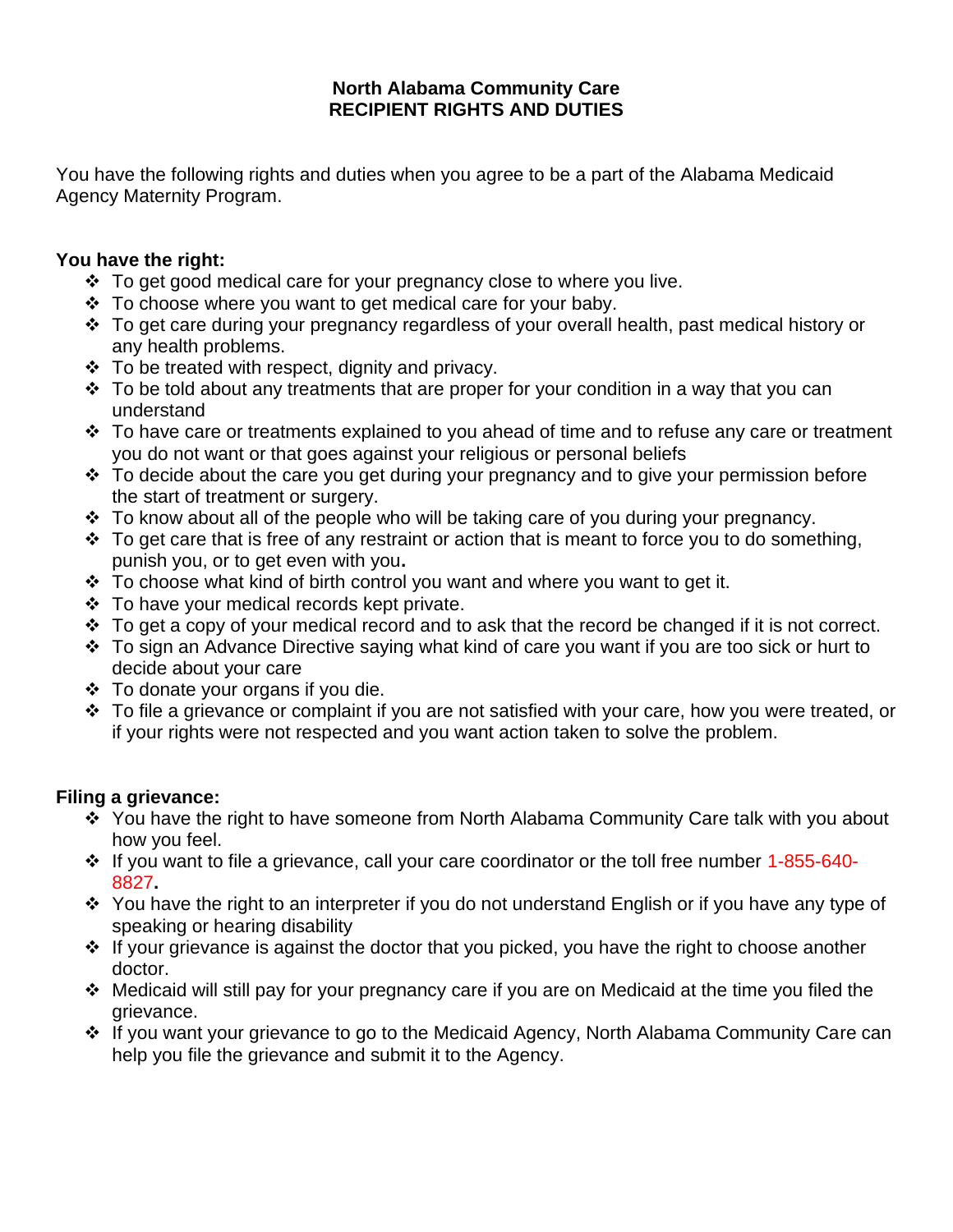# North Alabama Community Care
# RECIPIENT RIGHTS AND DUTIES

You have the following rights and duties when you agree to be a part of the Alabama Medicaid Agency Maternity Program.

**You have the right:**

- To get good medical care for your pregnancy close to where you live.
- To choose where you want to get medical care for your baby.
- To get care during your pregnancy regardless of your overall health, past medical history or any health problems.
- To be treated with respect, dignity and privacy.
- To be told about any treatments that are proper for your condition in a way that you can understand
- To have care or treatments explained to you ahead of time and to refuse any care or treatment you do not want or that goes against your religious or personal beliefs
- To decide about the care you get during your pregnancy and to give your permission before the start of treatment or surgery.
- To know about all of the people who will be taking care of you during your pregnancy.
- To get care that is free of any restraint or action that is meant to force you to do something, punish you, or to get even with you**.**
- To choose what kind of birth control you want and where you want to get it.
- To have your medical records kept private.
- To get a copy of your medical record and to ask that the record be changed if it is not correct.
- To sign an Advance Directive saying what kind of care you want if you are too sick or hurt to decide about your care
- To donate your organs if you die.
- To file a grievance or complaint if you are not satisfied with your care, how you were treated, or if your rights were not respected and you want action taken to solve the problem.

**Filing a grievance:**

- You have the right to have someone from North Alabama Community Care talk with you about how you feel.
- If you want to file a grievance, call your care coordinator or the toll free number 1-855-640-8827**.**
- You have the right to an interpreter if you do not understand English or if you have any type of speaking or hearing disability
- If your grievance is against the doctor that you picked, you have the right to choose another doctor.
- Medicaid will still pay for your pregnancy care if you are on Medicaid at the time you filed the grievance.
- If you want your grievance to go to the Medicaid Agency, North Alabama Community Care can help you file the grievance and submit it to the Agency.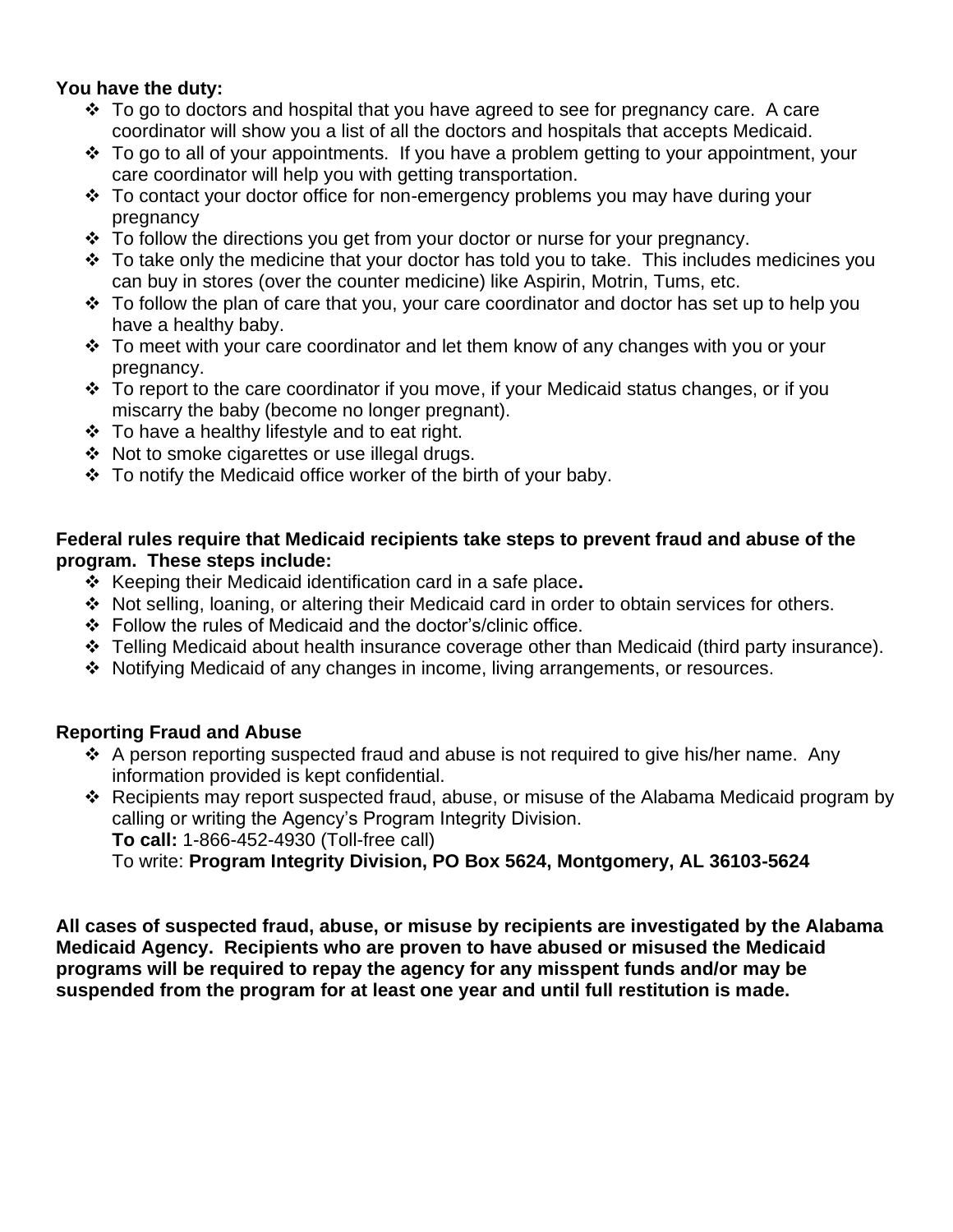**You have the duty:**

- To go to doctors and hospital that you have agreed to see for pregnancy care. A care coordinator will show you a list of all the doctors and hospitals that accepts Medicaid.
- To go to all of your appointments. If you have a problem getting to your appointment, your care coordinator will help you with getting transportation.
- To contact your doctor office for non-emergency problems you may have during your pregnancy
- To follow the directions you get from your doctor or nurse for your pregnancy.
- To take only the medicine that your doctor has told you to take. This includes medicines you can buy in stores (over the counter medicine) like Aspirin, Motrin, Tums, etc.
- To follow the plan of care that you, your care coordinator and doctor has set up to help you have a healthy baby.
- To meet with your care coordinator and let them know of any changes with you or your pregnancy.
- To report to the care coordinator if you move, if your Medicaid status changes, or if you miscarry the baby (become no longer pregnant).
- To have a healthy lifestyle and to eat right.
- Not to smoke cigarettes or use illegal drugs.
- To notify the Medicaid office worker of the birth of your baby.

**Federal rules require that Medicaid recipients take steps to prevent fraud and abuse of the program. These steps include:**

- Keeping their Medicaid identification card in a safe place**.**
- Not selling, loaning, or altering their Medicaid card in order to obtain services for others.
- Follow the rules of Medicaid and the doctor's/clinic office.
- Telling Medicaid about health insurance coverage other than Medicaid (third party insurance).
- Notifying Medicaid of any changes in income, living arrangements, or resources.

**Reporting Fraud and Abuse**

- A person reporting suspected fraud and abuse is not required to give his/her name. Any information provided is kept confidential.
- Recipients may report suspected fraud, abuse, or misuse of the Alabama Medicaid program by calling or writing the Agency's Program Integrity Division.
  **To call:** 1-866-452-4930 (Toll-free call)
  To write: **Program Integrity Division, PO Box 5624, Montgomery, AL 36103-5624**

**All cases of suspected fraud, abuse, or misuse by recipients are investigated by the Alabama Medicaid Agency. Recipients who are proven to have abused or misused the Medicaid programs will be required to repay the agency for any misspent funds and/or may be suspended from the program for at least one year and until full restitution is made.**